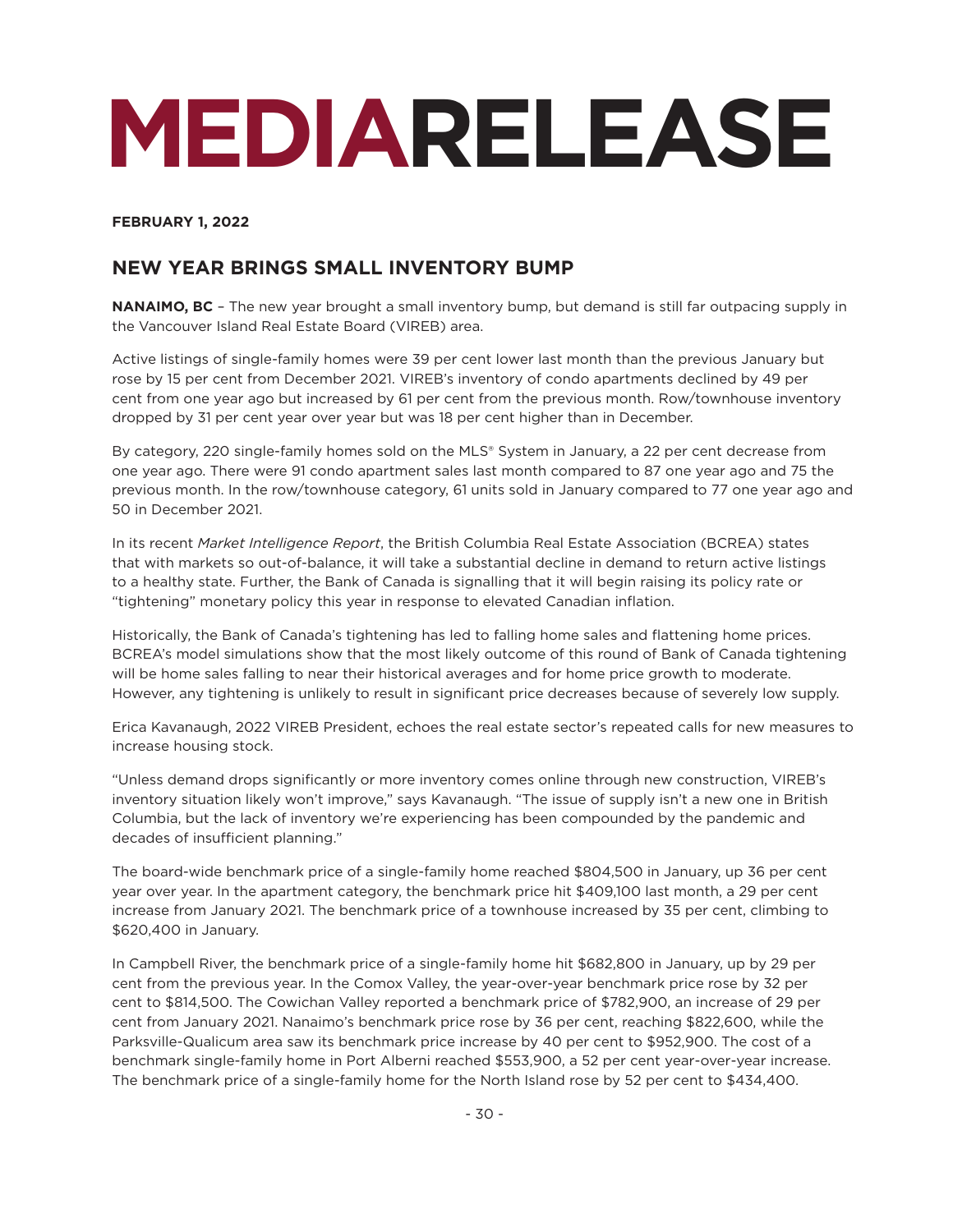# MEDIARELEASE

**FEBRUARY 1, 2022**

## NEW YEAR BRINGS SMALL INVENTORY BUMP

**NANAIMO, BC** – The new year brought a small inventory bump, but demand is still far outpacing supply in the Vancouver Island Real Estate Board (VIREB) area.

Active listings of single-family homes were 39 per cent lower last month than the previous January but rose by 15 per cent from December 2021. VIREB's inventory of condo apartments declined by 49 per cent from one year ago but increased by 61 per cent from the previous month. Row/townhouse inventory dropped by 31 per cent year over year but was 18 per cent higher than in December.

By category, 220 single-family homes sold on the MLS® System in January, a 22 per cent decrease from one year ago. There were 91 condo apartment sales last month compared to 87 one year ago and 75 the previous month. In the row/townhouse category, 61 units sold in January compared to 77 one year ago and 50 in December 2021.

In its recent *Market Intelligence Report*, the British Columbia Real Estate Association (BCREA) states that with markets so out-of-balance, it will take a substantial decline in demand to return active listings to a healthy state. Further, the Bank of Canada is signalling that it will begin raising its policy rate or "tightening" monetary policy this year in response to elevated Canadian inflation.

Historically, the Bank of Canada's tightening has led to falling home sales and flattening home prices. BCREA's model simulations show that the most likely outcome of this round of Bank of Canada tightening will be home sales falling to near their historical averages and for home price growth to moderate. However, any tightening is unlikely to result in significant price decreases because of severely low supply.

Erica Kavanaugh, 2022 VIREB President, echoes the real estate sector's repeated calls for new measures to increase housing stock.

"Unless demand drops significantly or more inventory comes online through new construction, VIREB's inventory situation likely won't improve," says Kavanaugh. "The issue of supply isn't a new one in British Columbia, but the lack of inventory we're experiencing has been compounded by the pandemic and decades of insufficient planning."

The board-wide benchmark price of a single-family home reached $804,500 in January, up 36 per cent year over year. In the apartment category, the benchmark price hit $409,100 last month, a 29 per cent increase from January 2021. The benchmark price of a townhouse increased by 35 per cent, climbing to $620,400 in January.

In Campbell River, the benchmark price of a single-family home hit $682,800 in January, up by 29 per cent from the previous year. In the Comox Valley, the year-over-year benchmark price rose by 32 per cent to $814,500. The Cowichan Valley reported a benchmark price of $782,900, an increase of 29 per cent from January 2021. Nanaimo's benchmark price rose by 36 per cent, reaching $822,600, while the Parksville-Qualicum area saw its benchmark price increase by 40 per cent to $952,900. The cost of a benchmark single-family home in Port Alberni reached $553,900, a 52 per cent year-over-year increase. The benchmark price of a single-family home for the North Island rose by 52 per cent to $434,400.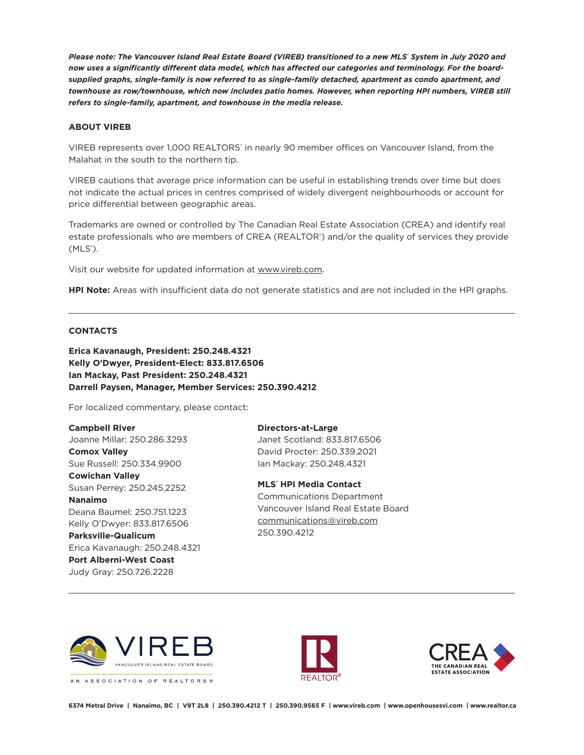***Please note: The Vancouver Island Real Estate Board (VIREB) transitioned to a new MLS® System in July 2020 and now uses a significantly different data model, which has affected our categories and terminology. For the board-supplied graphs, single-family is now referred to as single-family detached, apartment as condo apartment, and townhouse as row/townhouse, which now includes patio homes. However, when reporting HPI numbers, VIREB still refers to single-family, apartment, and townhouse in the media release.***

**ABOUT VIREB**

VIREB represents over 1,000 REALTORS® in nearly 90 member offices on Vancouver Island, from the Malahat in the south to the northern tip.

VIREB cautions that average price information can be useful in establishing trends over time but does not indicate the actual prices in centres comprised of widely divergent neighbourhoods or account for price differential between geographic areas.

Trademarks are owned or controlled by The Canadian Real Estate Association (CREA) and identify real estate professionals who are members of CREA (REALTOR®) and/or the quality of services they provide (MLS®).

Visit our website for updated information at www.vireb.com.

**HPI Note:** Areas with insufficient data do not generate statistics and are not included in the HPI graphs.

---

**CONTACTS**

**Erica Kavanaugh, President: 250.248.4321**
**Kelly O'Dwyer, President-Elect: 833.817.6506**
**Ian Mackay, Past President: 250.248.4321**
**Darrell Paysen, Manager, Member Services: 250.390.4212**

For localized commentary, please contact:

**Campbell River**
Joanne Millar; 250.286.3293
**Comox Valley**
Sue Russell: 250.334.9900
**Cowichan Valley**
Susan Perrey: 250.245.2252
**Nanaimo**
Deana Baumel: 250.751.1223
Kelly O'Dwyer: 833.817.6506
**Parksville-Qualicum**
Erica Kavanaugh: 250.248.4321
**Port Alberni-West Coast**
Judy Gray: 250.726.2228

**Directors-at-Large**
Janet Scotland: 833.817.6506
David Procter: 250.339.2021
Ian Mackay: 250.248.4321

**MLS® HPI Media Contact**
Communications Department
Vancouver Island Real Estate Board
communications@vireb.com
250.390.4212

---

VIREB
VANCOUVER ISLAND REAL ESTATE BOARD
AN ASSOCIATION OF REALTORS®

REALTOR®

CREA
THE CANADIAN REAL ESTATE ASSOCIATION

**6374 Metral Drive | Nanaimo, BC | V9T 2L8 | 250.390.4212 T | 250.390.9565 F | www.vireb.com | www.openhousesvi.com | www.realtor.ca**